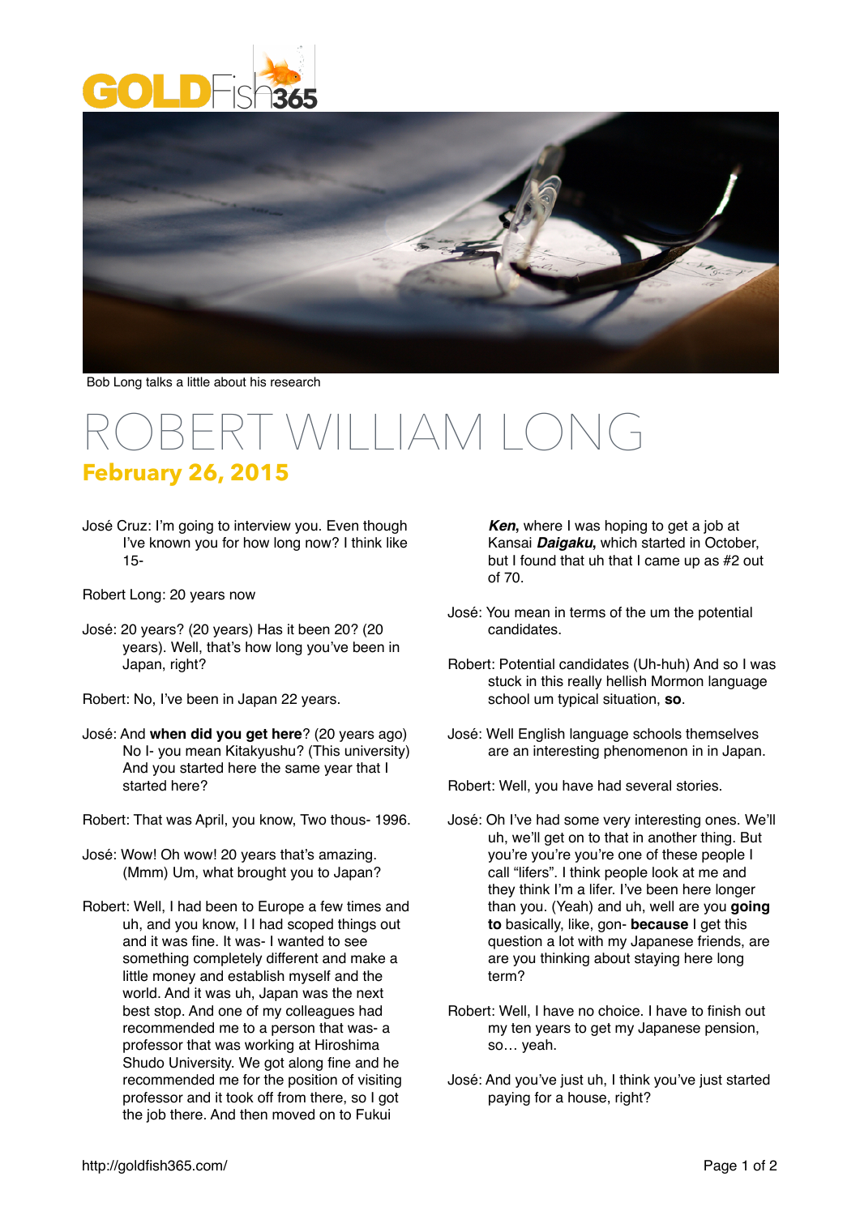GOLDFish365

Bob Long talks a little about his research

# ROBERT WILLIAM LONG

## February 26, 2015

José Cruz: I'm going to interview you. Even though I've known you for how long now? I think like 15-

Robert Long: 20 years now

José: 20 years? (20 years) Has it been 20? (20 years). Well, that's how long you've been in Japan, right?

Robert: No, I've been in Japan 22 years.

José: And **when did you get here**? (20 years ago) No I- you mean Kitakyushu? (This university) And you started here the same year that I started here?

Robert: That was April, you know, Two thous- 1996.

José: Wow! Oh wow! 20 years that's amazing. (Mmm) Um, what brought you to Japan?

Robert: Well, I had been to Europe a few times and uh, and you know, I I had scoped things out and it was fine. It was- I wanted to see something completely different and make a little money and establish myself and the world. And it was uh, Japan was the next best stop. And one of my colleagues had recommended me to a person that was- a professor that was working at Hiroshima Shudo University. We got along fine and he recommended me for the position of visiting professor and it took off from there, so I got the job there. And then moved on to Fukui ***Ken***, where I was hoping to get a job at Kansai ***Daigaku***, which started in October, but I found that uh that I came up as #2 out of 70.

José: You mean in terms of the um the potential candidates.

Robert: Potential candidates (Uh-huh) And so I was stuck in this really hellish Mormon language school um typical situation, **so**.

José: Well English language schools themselves are an interesting phenomenon in in Japan.

Robert: Well, you have had several stories.

José: Oh I've had some very interesting ones. We'll uh, we'll get on to that in another thing. But you're you're you're one of these people I call "lifers". I think people look at me and they think I'm a lifer. I've been here longer than you. (Yeah) and uh, well are you **going to** basically, like, gon- **because** I get this question a lot with my Japanese friends, are are you thinking about staying here long term?

Robert: Well, I have no choice. I have to finish out my ten years to get my Japanese pension, so… yeah.

José: And you've just uh, I think you've just started paying for a house, right?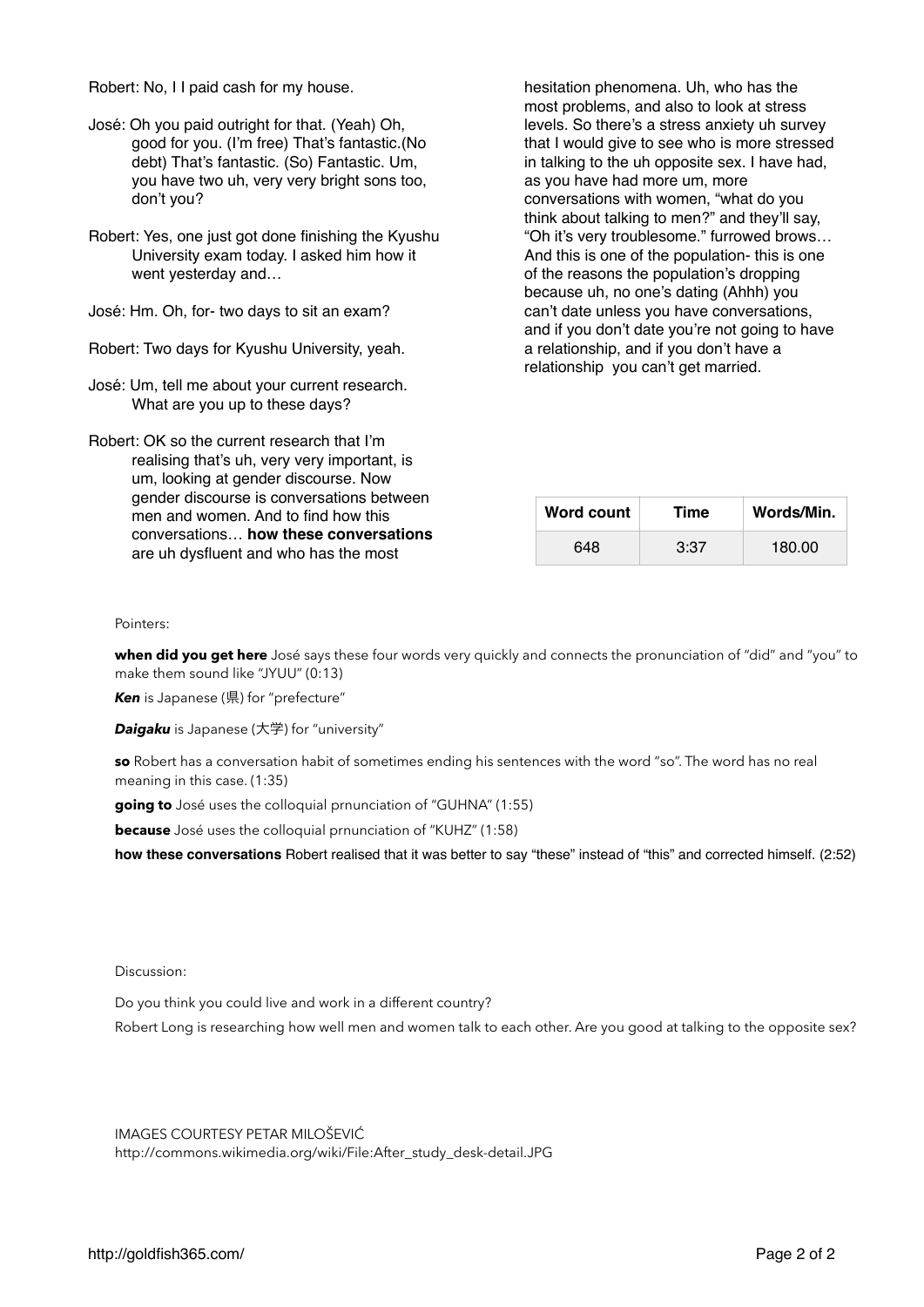Robert: No, I I paid cash for my house.

José: Oh you paid outright for that. (Yeah) Oh, good for you. (I'm free) That's fantastic.(No debt) That's fantastic. (So) Fantastic. Um, you have two uh, very very bright sons too, don't you?

Robert: Yes, one just got done finishing the Kyushu University exam today. I asked him how it went yesterday and…

José: Hm. Oh, for- two days to sit an exam?

Robert: Two days for Kyushu University, yeah.

José: Um, tell me about your current research. What are you up to these days?

Robert: OK so the current research that I'm realising that's uh, very very important, is um, looking at gender discourse. Now gender discourse is conversations between men and women. And to find how this conversations… **how these conversations** are uh dysfluent and who has the most hesitation phenomena. Uh, who has the most problems, and also to look at stress levels. So there's a stress anxiety uh survey that I would give to see who is more stressed in talking to the uh opposite sex. I have had, as you have had more um, more conversations with women, "what do you think about talking to men?" and they'll say, "Oh it's very troublesome." furrowed brows… And this is one of the population- this is one of the reasons the population's dropping because uh, no one's dating (Ahhh) you can't date unless you have conversations, and if you don't date you're not going to have a relationship, and if you don't have a relationship you can't get married.

| Word count | Time | Words/Min. |
|---|---|---|
| 648 | 3:37 | 180.00 |

Pointers:

**when did you get here** José says these four words very quickly and connects the pronunciation of "did" and "you" to make them sound like "JYUU" (0:13)

***Ken*** is Japanese (県) for "prefecture"

***Daigaku*** is Japanese (大学) for "university"

**so** Robert has a conversation habit of sometimes ending his sentences with the word "so". The word has no real meaning in this case. (1:35)

**going to** José uses the colloquial prnunciation of "GUHNA" (1:55)

**because** José uses the colloquial prnunciation of "KUHZ" (1:58)

**how these conversations** Robert realised that it was better to say "these" instead of "this" and corrected himself. (2:52)

Discussion:

Do you think you could live and work in a different country?

Robert Long is researching how well men and women talk to each other. Are you good at talking to the opposite sex?

IMAGES COURTESY PETAR MILOŠEVIĆ
http://commons.wikimedia.org/wiki/File:After_study_desk-detail.JPG